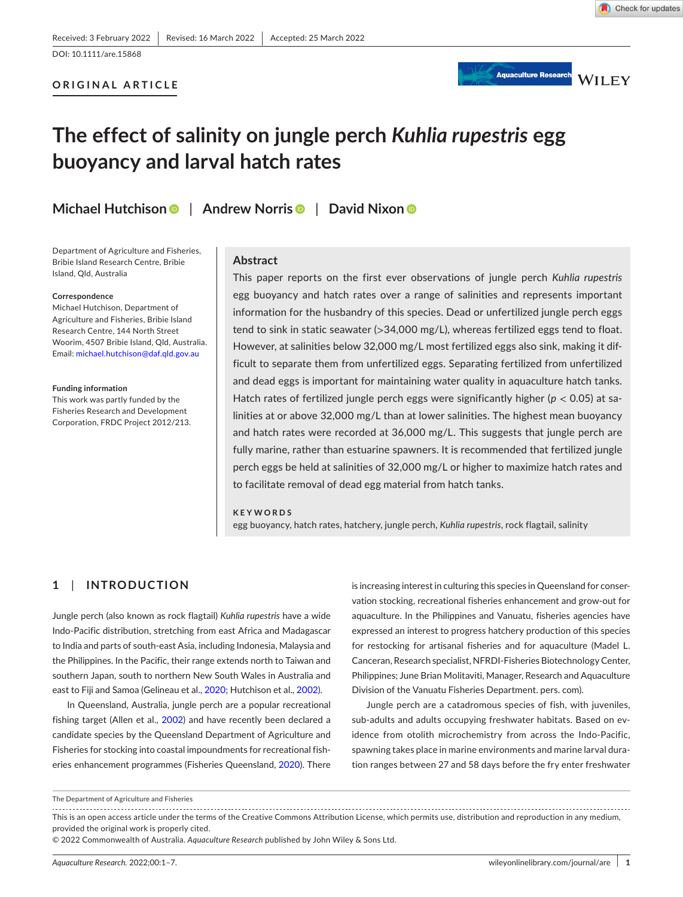Received: 3 February 2022 | Revised: 16 March 2022 | Accepted: 25 March 2022

DOI: 10.1111/are.15868

ORIGINAL ARTICLE

# The effect of salinity on jungle perch *Kuhlia rupestris* egg buoyancy and larval hatch rates

**Michael Hutchison** | **Andrew Norris** | **David Nixon**

Department of Agriculture and Fisheries, Bribie Island Research Centre, Bribie Island, Qld, Australia

**Correspondence**
Michael Hutchison, Department of Agriculture and Fisheries, Bribie Island Research Centre, 144 North Street Woorim, 4507 Bribie Island, Qld, Australia.
Email: michael.hutchison@daf.qld.gov.au

**Funding information**
This work was partly funded by the Fisheries Research and Development Corporation, FRDC Project 2012/213.

## Abstract

This paper reports on the first ever observations of jungle perch *Kuhlia rupestris* egg buoyancy and hatch rates over a range of salinities and represents important information for the husbandry of this species. Dead or unfertilized jungle perch eggs tend to sink in static seawater (>34,000 mg/L), whereas fertilized eggs tend to float. However, at salinities below 32,000 mg/L most fertilized eggs also sink, making it difficult to separate them from unfertilized eggs. Separating fertilized from unfertilized and dead eggs is important for maintaining water quality in aquaculture hatch tanks. Hatch rates of fertilized jungle perch eggs were significantly higher ($p < 0.05$) at salinities at or above 32,000 mg/L than at lower salinities. The highest mean buoyancy and hatch rates were recorded at 36,000 mg/L. This suggests that jungle perch are fully marine, rather than estuarine spawners. It is recommended that fertilized jungle perch eggs be held at salinities of 32,000 mg/L or higher to maximize hatch rates and to facilitate removal of dead egg material from hatch tanks.

**KEYWORDS**
egg buoyancy, hatch rates, hatchery, jungle perch, *Kuhlia rupestris*, rock flagtail, salinity

## 1 | INTRODUCTION

Jungle perch (also known as rock flagtail) *Kuhlia rupestris* have a wide Indo-Pacific distribution, stretching from east Africa and Madagascar to India and parts of south-east Asia, including Indonesia, Malaysia and the Philippines. In the Pacific, their range extends north to Taiwan and southern Japan, south to northern New South Wales in Australia and east to Fiji and Samoa (Gelineau et al., 2020; Hutchison et al., 2002).

In Queensland, Australia, jungle perch are a popular recreational fishing target (Allen et al., 2002) and have recently been declared a candidate species by the Queensland Department of Agriculture and Fisheries for stocking into coastal impoundments for recreational fisheries enhancement programmes (Fisheries Queensland, 2020). There is increasing interest in culturing this species in Queensland for conservation stocking, recreational fisheries enhancement and grow-out for aquaculture. In the Philippines and Vanuatu, fisheries agencies have expressed an interest to progress hatchery production of this species for restocking for artisanal fisheries and for aquaculture (Madel L. Canceran, Research specialist, NFRDI-Fisheries Biotechnology Center, Philippines; June Brian Molitaviti, Manager, Research and Aquaculture Division of the Vanuatu Fisheries Department. pers. com).

Jungle perch are a catadromous species of fish, with juveniles, sub-adults and adults occupying freshwater habitats. Based on evidence from otolith microchemistry from across the Indo-Pacific, spawning takes place in marine environments and marine larval duration ranges between 27 and 58 days before the fry enter freshwater

The Department of Agriculture and Fisheries

This is an open access article under the terms of the Creative Commons Attribution License, which permits use, distribution and reproduction in any medium, provided the original work is properly cited.
© 2022 Commonwealth of Australia. *Aquaculture Research* published by John Wiley & Sons Ltd.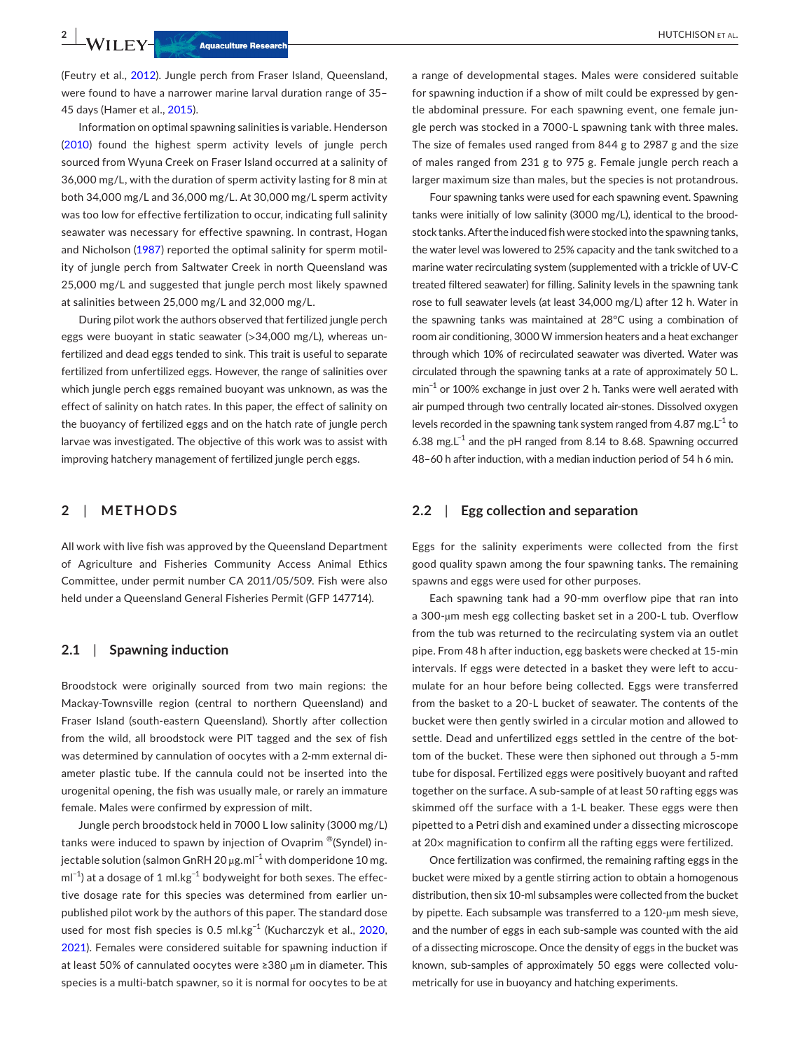(Feutry et al., 2012). Jungle perch from Fraser Island, Queensland, were found to have a narrower marine larval duration range of 35–45 days (Hamer et al., 2015).

Information on optimal spawning salinities is variable. Henderson (2010) found the highest sperm activity levels of jungle perch sourced from Wyuna Creek on Fraser Island occurred at a salinity of 36,000 mg/L, with the duration of sperm activity lasting for 8 min at both 34,000 mg/L and 36,000 mg/L. At 30,000 mg/L sperm activity was too low for effective fertilization to occur, indicating full salinity seawater was necessary for effective spawning. In contrast, Hogan and Nicholson (1987) reported the optimal salinity for sperm motility of jungle perch from Saltwater Creek in north Queensland was 25,000 mg/L and suggested that jungle perch most likely spawned at salinities between 25,000 mg/L and 32,000 mg/L.

During pilot work the authors observed that fertilized jungle perch eggs were buoyant in static seawater (>34,000 mg/L), whereas unfertilized and dead eggs tended to sink. This trait is useful to separate fertilized from unfertilized eggs. However, the range of salinities over which jungle perch eggs remained buoyant was unknown, as was the effect of salinity on hatch rates. In this paper, the effect of salinity on the buoyancy of fertilized eggs and on the hatch rate of jungle perch larvae was investigated. The objective of this work was to assist with improving hatchery management of fertilized jungle perch eggs.

## 2 | METHODS

All work with live fish was approved by the Queensland Department of Agriculture and Fisheries Community Access Animal Ethics Committee, under permit number CA 2011/05/509. Fish were also held under a Queensland General Fisheries Permit (GFP 147714).

### 2.1 | Spawning induction

Broodstock were originally sourced from two main regions: the Mackay-Townsville region (central to northern Queensland) and Fraser Island (south-eastern Queensland). Shortly after collection from the wild, all broodstock were PIT tagged and the sex of fish was determined by cannulation of oocytes with a 2-mm external diameter plastic tube. If the cannula could not be inserted into the urogenital opening, the fish was usually male, or rarely an immature female. Males were confirmed by expression of milt.

Jungle perch broodstock held in 7000 L low salinity (3000 mg/L) tanks were induced to spawn by injection of Ovaprim ®(Syndel) injectable solution (salmon GnRH 20 μg.ml$^{-1}$ with domperidone 10 mg. ml$^{-1}$) at a dosage of 1 ml.kg$^{-1}$ bodyweight for both sexes. The effective dosage rate for this species was determined from earlier unpublished pilot work by the authors of this paper. The standard dose used for most fish species is 0.5 ml.kg$^{-1}$ (Kucharczyk et al., 2020, 2021). Females were considered suitable for spawning induction if at least 50% of cannulated oocytes were ≥380 μm in diameter. This species is a multi-batch spawner, so it is normal for oocytes to be at a range of developmental stages. Males were considered suitable for spawning induction if a show of milt could be expressed by gentle abdominal pressure. For each spawning event, one female jungle perch was stocked in a 7000-L spawning tank with three males. The size of females used ranged from 844 g to 2987 g and the size of males ranged from 231 g to 975 g. Female jungle perch reach a larger maximum size than males, but the species is not protandrous.

Four spawning tanks were used for each spawning event. Spawning tanks were initially of low salinity (3000 mg/L), identical to the broodstock tanks. After the induced fish were stocked into the spawning tanks, the water level was lowered to 25% capacity and the tank switched to a marine water recirculating system (supplemented with a trickle of UV-C treated filtered seawater) for filling. Salinity levels in the spawning tank rose to full seawater levels (at least 34,000 mg/L) after 12 h. Water in the spawning tanks was maintained at 28°C using a combination of room air conditioning, 3000 W immersion heaters and a heat exchanger through which 10% of recirculated seawater was diverted. Water was circulated through the spawning tanks at a rate of approximately 50 L. min$^{-1}$ or 100% exchange in just over 2 h. Tanks were well aerated with air pumped through two centrally located air-stones. Dissolved oxygen levels recorded in the spawning tank system ranged from 4.87 mg.L$^{-1}$ to 6.38 mg.L$^{-1}$ and the pH ranged from 8.14 to 8.68. Spawning occurred 48–60 h after induction, with a median induction period of 54 h 6 min.

### 2.2 | Egg collection and separation

Eggs for the salinity experiments were collected from the first good quality spawn among the four spawning tanks. The remaining spawns and eggs were used for other purposes.

Each spawning tank had a 90-mm overflow pipe that ran into a 300-μm mesh egg collecting basket set in a 200-L tub. Overflow from the tub was returned to the recirculating system via an outlet pipe. From 48 h after induction, egg baskets were checked at 15-min intervals. If eggs were detected in a basket they were left to accumulate for an hour before being collected. Eggs were transferred from the basket to a 20-L bucket of seawater. The contents of the bucket were then gently swirled in a circular motion and allowed to settle. Dead and unfertilized eggs settled in the centre of the bottom of the bucket. These were then siphoned out through a 5-mm tube for disposal. Fertilized eggs were positively buoyant and rafted together on the surface. A sub-sample of at least 50 rafting eggs was skimmed off the surface with a 1-L beaker. These eggs were then pipetted to a Petri dish and examined under a dissecting microscope at 20× magnification to confirm all the rafting eggs were fertilized.

Once fertilization was confirmed, the remaining rafting eggs in the bucket were mixed by a gentle stirring action to obtain a homogenous distribution, then six 10-ml subsamples were collected from the bucket by pipette. Each subsample was transferred to a 120-μm mesh sieve, and the number of eggs in each sub-sample was counted with the aid of a dissecting microscope. Once the density of eggs in the bucket was known, sub-samples of approximately 50 eggs were collected volumetrically for use in buoyancy and hatching experiments.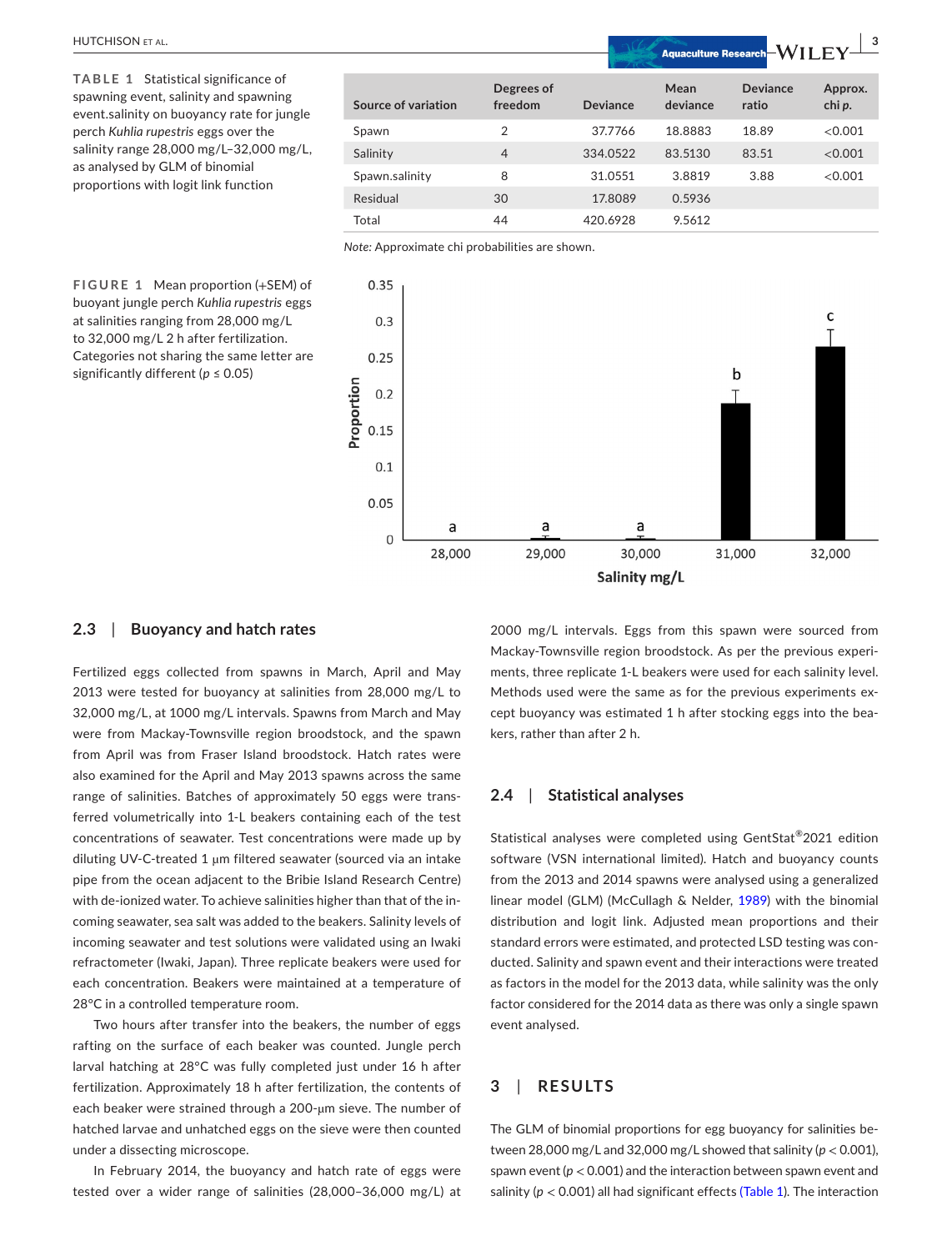**TABLE 1** Statistical significance of spawning event, salinity and spawning event.salinity on buoyancy rate for jungle perch *Kuhlia rupestris* eggs over the salinity range 28,000 mg/L–32,000 mg/L, as analysed by GLM of binomial proportions with logit link function

| Source of variation | Degrees of freedom | Deviance | Mean deviance | Deviance ratio | Approx. chi *p*. |
|---|---|---|---|---|---|
| Spawn | 2 | 37.7766 | 18.8883 | 18.89 | <0.001 |
| Salinity | 4 | 334.0522 | 83.5130 | 83.51 | <0.001 |
| Spawn.salinity | 8 | 31.0551 | 3.8819 | 3.88 | <0.001 |
| Residual | 30 | 17.8089 | 0.5936 | | |
| Total | 44 | 420.6928 | 9.5612 | | |

*Note:* Approximate chi probabilities are shown.

**FIGURE 1** Mean proportion (+SEM) of buoyant jungle perch *Kuhlia rupestris* eggs at salinities ranging from 28,000 mg/L to 32,000 mg/L 2 h after fertilization. Categories not sharing the same letter are significantly different ($p \leq 0.05$)

## 2.3 | Buoyancy and hatch rates

Fertilized eggs collected from spawns in March, April and May 2013 were tested for buoyancy at salinities from 28,000 mg/L to 32,000 mg/L, at 1000 mg/L intervals. Spawns from March and May were from Mackay-Townsville region broodstock, and the spawn from April was from Fraser Island broodstock. Hatch rates were also examined for the April and May 2013 spawns across the same range of salinities. Batches of approximately 50 eggs were transferred volumetrically into 1-L beakers containing each of the test concentrations of seawater. Test concentrations were made up by diluting UV-C-treated 1 μm filtered seawater (sourced via an intake pipe from the ocean adjacent to the Bribie Island Research Centre) with de-ionized water. To achieve salinities higher than that of the incoming seawater, sea salt was added to the beakers. Salinity levels of incoming seawater and test solutions were validated using an Iwaki refractometer (Iwaki, Japan). Three replicate beakers were used for each concentration. Beakers were maintained at a temperature of 28°C in a controlled temperature room.

Two hours after transfer into the beakers, the number of eggs rafting on the surface of each beaker was counted. Jungle perch larval hatching at 28°C was fully completed just under 16 h after fertilization. Approximately 18 h after fertilization, the contents of each beaker were strained through a 200-μm sieve. The number of hatched larvae and unhatched eggs on the sieve were then counted under a dissecting microscope.

In February 2014, the buoyancy and hatch rate of eggs were tested over a wider range of salinities (28,000–36,000 mg/L) at 2000 mg/L intervals. Eggs from this spawn were sourced from Mackay-Townsville region broodstock. As per the previous experiments, three replicate 1-L beakers were used for each salinity level. Methods used were the same as for the previous experiments except buoyancy was estimated 1 h after stocking eggs into the beakers, rather than after 2 h.

## 2.4 | Statistical analyses

Statistical analyses were completed using GentStat®2021 edition software (VSN international limited). Hatch and buoyancy counts from the 2013 and 2014 spawns were analysed using a generalized linear model (GLM) (McCullagh & Nelder, 1989) with the binomial distribution and logit link. Adjusted mean proportions and their standard errors were estimated, and protected LSD testing was conducted. Salinity and spawn event and their interactions were treated as factors in the model for the 2013 data, while salinity was the only factor considered for the 2014 data as there was only a single spawn event analysed.

# 3 | RESULTS

The GLM of binomial proportions for egg buoyancy for salinities between 28,000 mg/L and 32,000 mg/L showed that salinity ($p < 0.001$), spawn event ($p < 0.001$) and the interaction between spawn event and salinity ($p < 0.001$) all had significant effects (Table 1). The interaction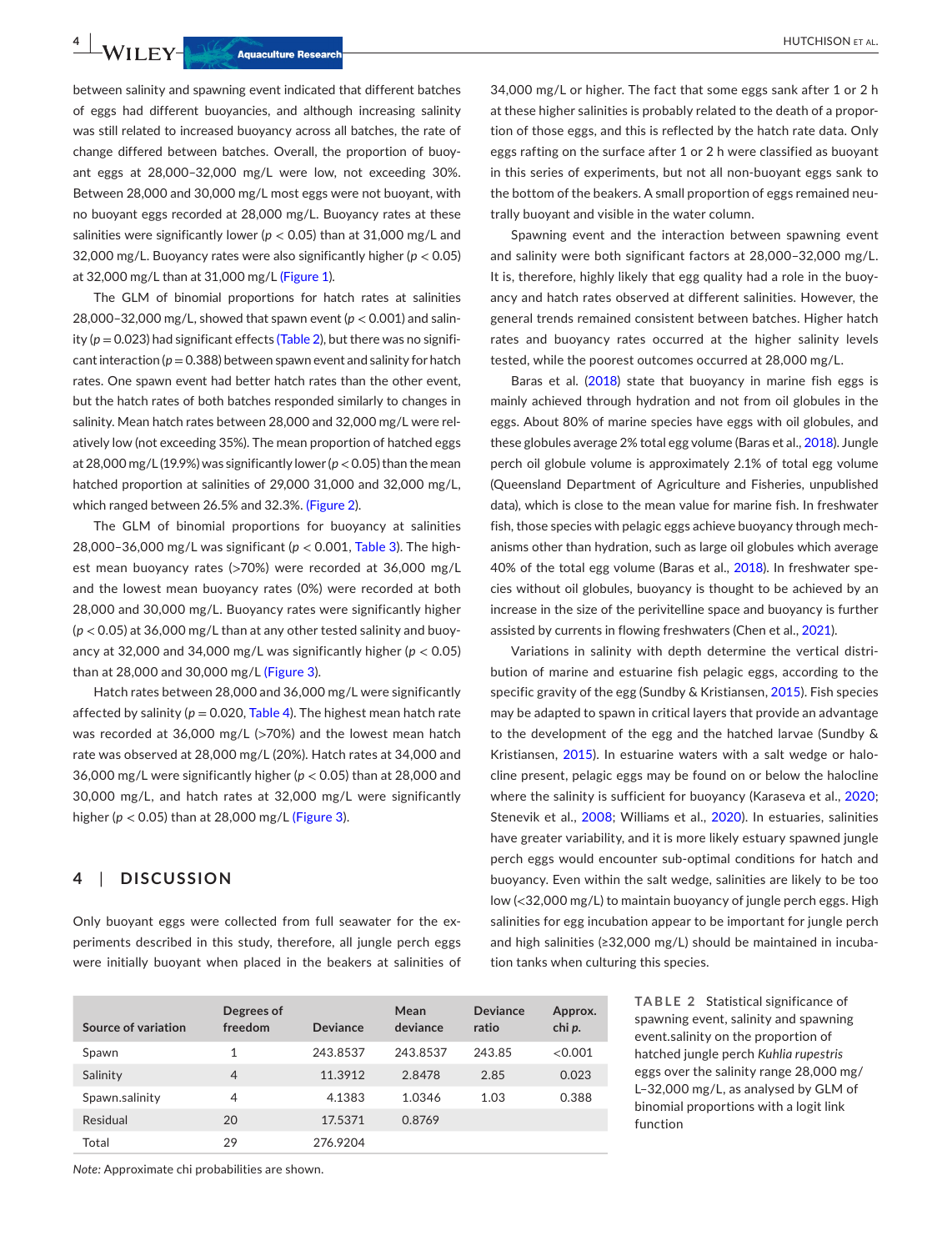between salinity and spawning event indicated that different batches of eggs had different buoyancies, and although increasing salinity was still related to increased buoyancy across all batches, the rate of change differed between batches. Overall, the proportion of buoyant eggs at 28,000–32,000 mg/L were low, not exceeding 30%. Between 28,000 and 30,000 mg/L most eggs were not buoyant, with no buoyant eggs recorded at 28,000 mg/L. Buoyancy rates at these salinities were significantly lower ($p < 0.05$) than at 31,000 mg/L and 32,000 mg/L. Buoyancy rates were also significantly higher ($p < 0.05$) at 32,000 mg/L than at 31,000 mg/L (Figure 1).

The GLM of binomial proportions for hatch rates at salinities 28,000–32,000 mg/L, showed that spawn event ($p < 0.001$) and salinity ($p = 0.023$) had significant effects (Table 2), but there was no significant interaction ($p = 0.388$) between spawn event and salinity for hatch rates. One spawn event had better hatch rates than the other event, but the hatch rates of both batches responded similarly to changes in salinity. Mean hatch rates between 28,000 and 32,000 mg/L were relatively low (not exceeding 35%). The mean proportion of hatched eggs at 28,000 mg/L (19.9%) was significantly lower ($p < 0.05$) than the mean hatched proportion at salinities of 29,000 31,000 and 32,000 mg/L, which ranged between 26.5% and 32.3%. (Figure 2).

The GLM of binomial proportions for buoyancy at salinities 28,000–36,000 mg/L was significant ($p < 0.001$, Table 3). The highest mean buoyancy rates (>70%) were recorded at 36,000 mg/L and the lowest mean buoyancy rates (0%) were recorded at both 28,000 and 30,000 mg/L. Buoyancy rates were significantly higher ($p < 0.05$) at 36,000 mg/L than at any other tested salinity and buoyancy at 32,000 and 34,000 mg/L was significantly higher ($p < 0.05$) than at 28,000 and 30,000 mg/L (Figure 3).

Hatch rates between 28,000 and 36,000 mg/L were significantly affected by salinity ($p = 0.020$, Table 4). The highest mean hatch rate was recorded at 36,000 mg/L (>70%) and the lowest mean hatch rate was observed at 28,000 mg/L (20%). Hatch rates at 34,000 and 36,000 mg/L were significantly higher ($p < 0.05$) than at 28,000 and 30,000 mg/L, and hatch rates at 32,000 mg/L were significantly higher ($p < 0.05$) than at 28,000 mg/L (Figure 3).

## 4 | DISCUSSION

Only buoyant eggs were collected from full seawater for the experiments described in this study, therefore, all jungle perch eggs were initially buoyant when placed in the beakers at salinities of 34,000 mg/L or higher. The fact that some eggs sank after 1 or 2 h at these higher salinities is probably related to the death of a proportion of those eggs, and this is reflected by the hatch rate data. Only eggs rafting on the surface after 1 or 2 h were classified as buoyant in this series of experiments, but not all non-buoyant eggs sank to the bottom of the beakers. A small proportion of eggs remained neutrally buoyant and visible in the water column.

Spawning event and the interaction between spawning event and salinity were both significant factors at 28,000–32,000 mg/L. It is, therefore, highly likely that egg quality had a role in the buoyancy and hatch rates observed at different salinities. However, the general trends remained consistent between batches. Higher hatch rates and buoyancy rates occurred at the higher salinity levels tested, while the poorest outcomes occurred at 28,000 mg/L.

Baras et al. (2018) state that buoyancy in marine fish eggs is mainly achieved through hydration and not from oil globules in the eggs. About 80% of marine species have eggs with oil globules, and these globules average 2% total egg volume (Baras et al., 2018). Jungle perch oil globule volume is approximately 2.1% of total egg volume (Queensland Department of Agriculture and Fisheries, unpublished data), which is close to the mean value for marine fish. In freshwater fish, those species with pelagic eggs achieve buoyancy through mechanisms other than hydration, such as large oil globules which average 40% of the total egg volume (Baras et al., 2018). In freshwater species without oil globules, buoyancy is thought to be achieved by an increase in the size of the perivitelline space and buoyancy is further assisted by currents in flowing freshwaters (Chen et al., 2021).

Variations in salinity with depth determine the vertical distribution of marine and estuarine fish pelagic eggs, according to the specific gravity of the egg (Sundby & Kristiansen, 2015). Fish species may be adapted to spawn in critical layers that provide an advantage to the development of the egg and the hatched larvae (Sundby & Kristiansen, 2015). In estuarine waters with a salt wedge or halocline present, pelagic eggs may be found on or below the halocline where the salinity is sufficient for buoyancy (Karaseva et al., 2020; Stenevik et al., 2008; Williams et al., 2020). In estuaries, salinities have greater variability, and it is more likely estuary spawned jungle perch eggs would encounter sub-optimal conditions for hatch and buoyancy. Even within the salt wedge, salinities are likely to be too low (<32,000 mg/L) to maintain buoyancy of jungle perch eggs. High salinities for egg incubation appear to be important for jungle perch and high salinities (≥32,000 mg/L) should be maintained in incubation tanks when culturing this species.

**TABLE 2** Statistical significance of spawning event, salinity and spawning event.salinity on the proportion of hatched jungle perch *Kuhlia rupestris* eggs over the salinity range 28,000 mg/L–32,000 mg/L, as analysed by GLM of binomial proportions with a logit link function

| Source of variation | Degrees of freedom | Deviance | Mean deviance | Deviance ratio | Approx. chi *p*. |
|---|---|---|---|---|---|
| Spawn | 1 | 243.8537 | 243.8537 | 243.85 | <0.001 |
| Salinity | 4 | 11.3912 | 2.8478 | 2.85 | 0.023 |
| Spawn.salinity | 4 | 4.1383 | 1.0346 | 1.03 | 0.388 |
| Residual | 20 | 17.5371 | 0.8769 | | |
| Total | 29 | 276.9204 | | | |

*Note:* Approximate chi probabilities are shown.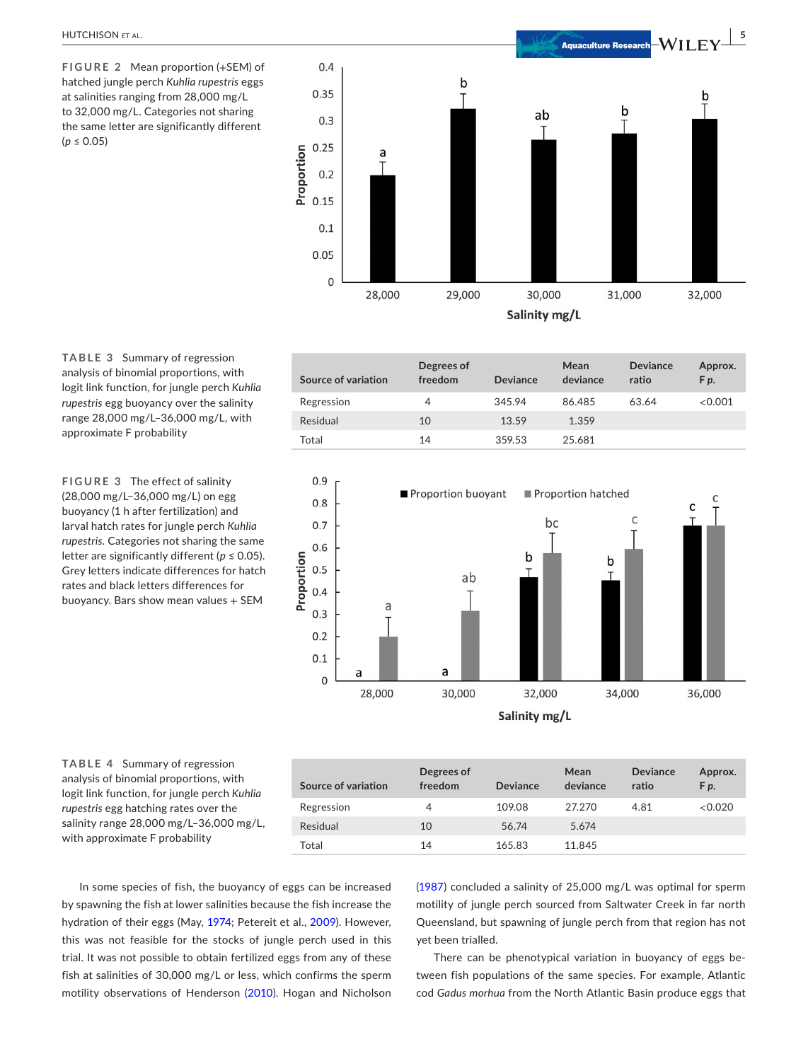**FIGURE 2** Mean proportion (+SEM) of hatched jungle perch *Kuhlia rupestris* eggs at salinities ranging from 28,000 mg/L to 32,000 mg/L. Categories not sharing the same letter are significantly different ($p \leq 0.05$)

**TABLE 3** Summary of regression analysis of binomial proportions, with logit link function, for jungle perch *Kuhlia rupestris* egg buoyancy over the salinity range 28,000 mg/L–36,000 mg/L, with approximate F probability

| Source of variation | Degrees of freedom | Deviance | Mean deviance | Deviance ratio | Approx. F *p*. |
|---|---|---|---|---|---|
| Regression | 4 | 345.94 | 86.485 | 63.64 | <0.001 |
| Residual | 10 | 13.59 | 1.359 | | |
| Total | 14 | 359.53 | 25.681 | | |

**FIGURE 3** The effect of salinity (28,000 mg/L–36,000 mg/L) on egg buoyancy (1 h after fertilization) and larval hatch rates for jungle perch *Kuhlia rupestris*. Categories not sharing the same letter are significantly different ($p \leq 0.05$). Grey letters indicate differences for hatch rates and black letters differences for buoyancy. Bars show mean values + SEM

**TABLE 4** Summary of regression analysis of binomial proportions, with logit link function, for jungle perch *Kuhlia rupestris* egg hatching rates over the salinity range 28,000 mg/L–36,000 mg/L, with approximate F probability

| Source of variation | Degrees of freedom | Deviance | Mean deviance | Deviance ratio | Approx. F *p*. |
|---|---|---|---|---|---|
| Regression | 4 | 109.08 | 27.270 | 4.81 | <0.020 |
| Residual | 10 | 56.74 | 5.674 | | |
| Total | 14 | 165.83 | 11.845 | | |

In some species of fish, the buoyancy of eggs can be increased by spawning the fish at lower salinities because the fish increase the hydration of their eggs (May, 1974; Petereit et al., 2009). However, this was not feasible for the stocks of jungle perch used in this trial. It was not possible to obtain fertilized eggs from any of these fish at salinities of 30,000 mg/L or less, which confirms the sperm motility observations of Henderson (2010). Hogan and Nicholson (1987) concluded a salinity of 25,000 mg/L was optimal for sperm motility of jungle perch sourced from Saltwater Creek in far north Queensland, but spawning of jungle perch from that region has not yet been trialled.

There can be phenotypical variation in buoyancy of eggs between fish populations of the same species. For example, Atlantic cod *Gadus morhua* from the North Atlantic Basin produce eggs that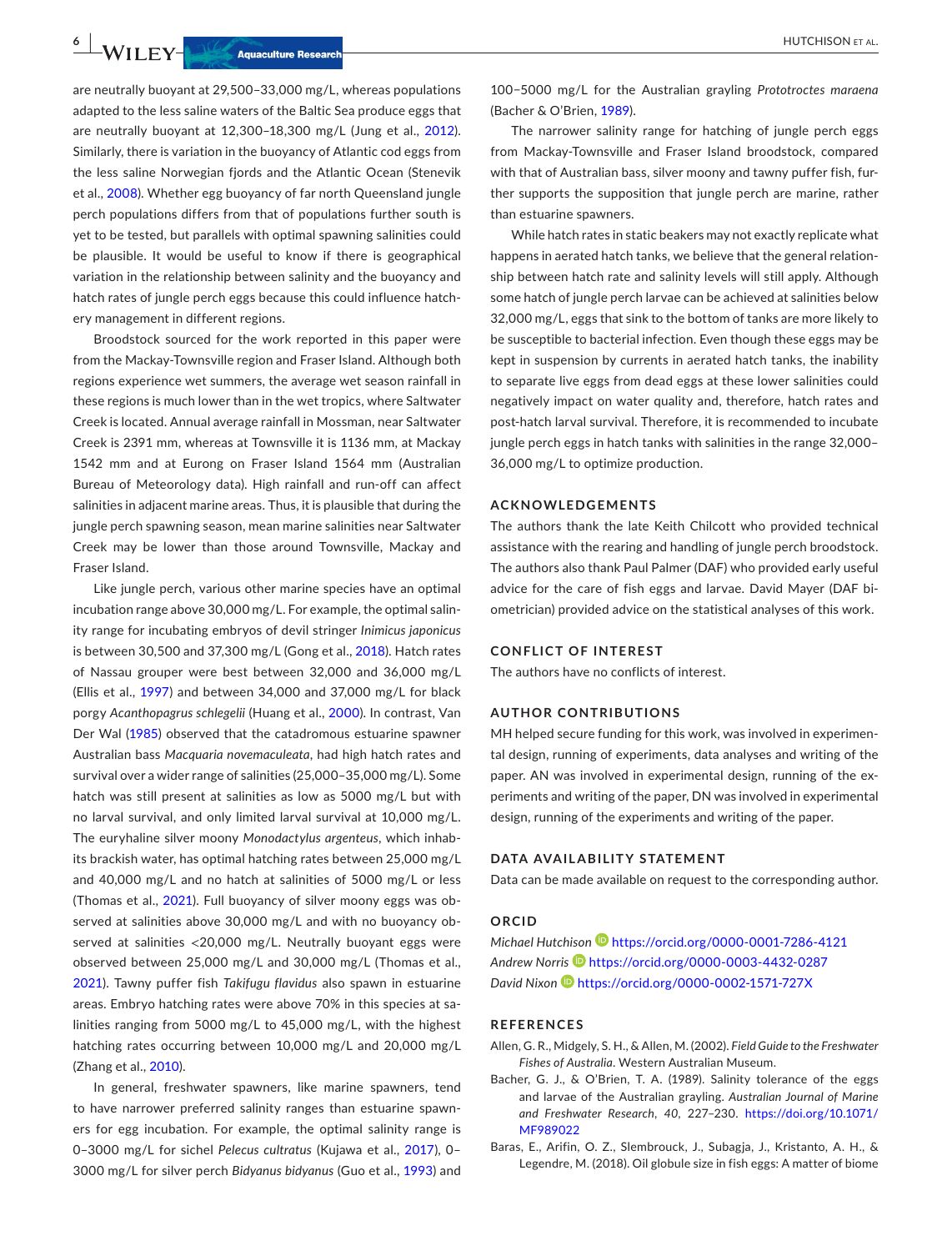are neutrally buoyant at 29,500–33,000 mg/L, whereas populations adapted to the less saline waters of the Baltic Sea produce eggs that are neutrally buoyant at 12,300–18,300 mg/L (Jung et al., 2012). Similarly, there is variation in the buoyancy of Atlantic cod eggs from the less saline Norwegian fjords and the Atlantic Ocean (Stenevik et al., 2008). Whether egg buoyancy of far north Queensland jungle perch populations differs from that of populations further south is yet to be tested, but parallels with optimal spawning salinities could be plausible. It would be useful to know if there is geographical variation in the relationship between salinity and the buoyancy and hatch rates of jungle perch eggs because this could influence hatchery management in different regions.

Broodstock sourced for the work reported in this paper were from the Mackay-Townsville region and Fraser Island. Although both regions experience wet summers, the average wet season rainfall in these regions is much lower than in the wet tropics, where Saltwater Creek is located. Annual average rainfall in Mossman, near Saltwater Creek is 2391 mm, whereas at Townsville it is 1136 mm, at Mackay 1542 mm and at Eurong on Fraser Island 1564 mm (Australian Bureau of Meteorology data). High rainfall and run-off can affect salinities in adjacent marine areas. Thus, it is plausible that during the jungle perch spawning season, mean marine salinities near Saltwater Creek may be lower than those around Townsville, Mackay and Fraser Island.

Like jungle perch, various other marine species have an optimal incubation range above 30,000 mg/L. For example, the optimal salinity range for incubating embryos of devil stringer *Inimicus japonicus* is between 30,500 and 37,300 mg/L (Gong et al., 2018). Hatch rates of Nassau grouper were best between 32,000 and 36,000 mg/L (Ellis et al., 1997) and between 34,000 and 37,000 mg/L for black porgy *Acanthopagrus schlegelii* (Huang et al., 2000). In contrast, Van Der Wal (1985) observed that the catadromous estuarine spawner Australian bass *Macquaria novemaculeata*, had high hatch rates and survival over a wider range of salinities (25,000–35,000 mg/L). Some hatch was still present at salinities as low as 5000 mg/L but with no larval survival, and only limited larval survival at 10,000 mg/L. The euryhaline silver moony *Monodactylus argenteus*, which inhabits brackish water, has optimal hatching rates between 25,000 mg/L and 40,000 mg/L and no hatch at salinities of 5000 mg/L or less (Thomas et al., 2021). Full buoyancy of silver moony eggs was observed at salinities above 30,000 mg/L and with no buoyancy observed at salinities <20,000 mg/L. Neutrally buoyant eggs were observed between 25,000 mg/L and 30,000 mg/L (Thomas et al., 2021). Tawny puffer fish *Takifugu flavidus* also spawn in estuarine areas. Embryo hatching rates were above 70% in this species at salinities ranging from 5000 mg/L to 45,000 mg/L, with the highest hatching rates occurring between 10,000 mg/L and 20,000 mg/L (Zhang et al., 2010).

In general, freshwater spawners, like marine spawners, tend to have narrower preferred salinity ranges than estuarine spawners for egg incubation. For example, the optimal salinity range is 0–3000 mg/L for sichel *Pelecus cultratus* (Kujawa et al., 2017), 0–3000 mg/L for silver perch *Bidyanus bidyanus* (Guo et al., 1993) and 100–5000 mg/L for the Australian grayling *Prototroctes maraena* (Bacher & O'Brien, 1989).

The narrower salinity range for hatching of jungle perch eggs from Mackay-Townsville and Fraser Island broodstock, compared with that of Australian bass, silver moony and tawny puffer fish, further supports the supposition that jungle perch are marine, rather than estuarine spawners.

While hatch rates in static beakers may not exactly replicate what happens in aerated hatch tanks, we believe that the general relationship between hatch rate and salinity levels will still apply. Although some hatch of jungle perch larvae can be achieved at salinities below 32,000 mg/L, eggs that sink to the bottom of tanks are more likely to be susceptible to bacterial infection. Even though these eggs may be kept in suspension by currents in aerated hatch tanks, the inability to separate live eggs from dead eggs at these lower salinities could negatively impact on water quality and, therefore, hatch rates and post-hatch larval survival. Therefore, it is recommended to incubate jungle perch eggs in hatch tanks with salinities in the range 32,000–36,000 mg/L to optimize production.

## ACKNOWLEDGEMENTS

The authors thank the late Keith Chilcott who provided technical assistance with the rearing and handling of jungle perch broodstock. The authors also thank Paul Palmer (DAF) who provided early useful advice for the care of fish eggs and larvae. David Mayer (DAF biometrician) provided advice on the statistical analyses of this work.

## CONFLICT OF INTEREST

The authors have no conflicts of interest.

## AUTHOR CONTRIBUTIONS

MH helped secure funding for this work, was involved in experimental design, running of experiments, data analyses and writing of the paper. AN was involved in experimental design, running of the experiments and writing of the paper, DN was involved in experimental design, running of the experiments and writing of the paper.

## DATA AVAILABILITY STATEMENT

Data can be made available on request to the corresponding author.

## ORCID

*Michael Hutchison* https://orcid.org/0000-0001-7286-4121
*Andrew Norris* https://orcid.org/0000-0003-4432-0287
*David Nixon* https://orcid.org/0000-0002-1571-727X

## REFERENCES

Allen, G. R., Midgely, S. H., & Allen, M. (2002). *Field Guide to the Freshwater Fishes of Australia*. Western Australian Museum.

Bacher, G. J., & O'Brien, T. A. (1989). Salinity tolerance of the eggs and larvae of the Australian grayling. *Australian Journal of Marine and Freshwater Research*, *40*, 227–230. https://doi.org/10.1071/MF989022

Baras, E., Arifin, O. Z., Slembrouck, J., Subagja, J., Kristanto, A. H., & Legendre, M. (2018). Oil globule size in fish eggs: A matter of biome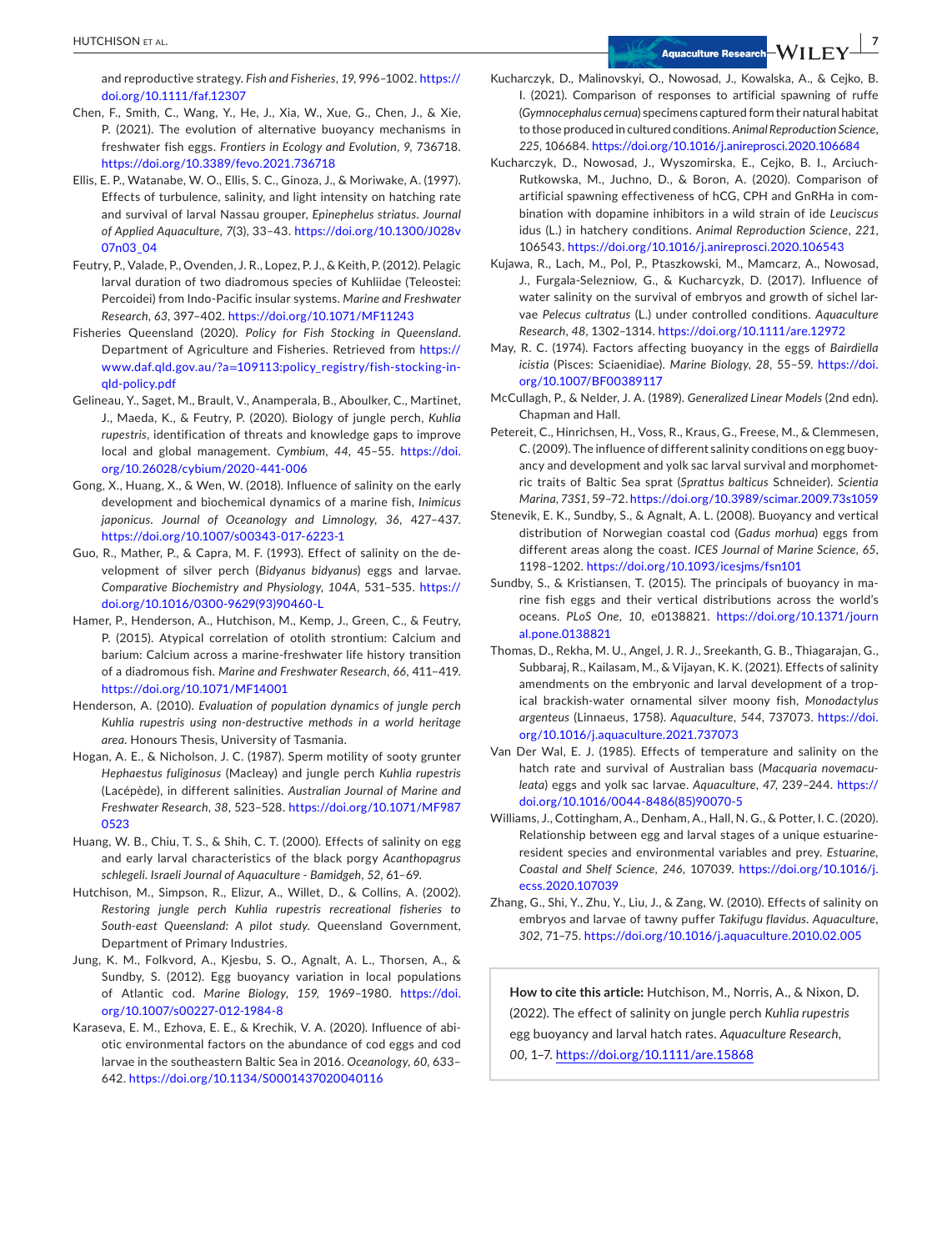and reproductive strategy. *Fish and Fisheries*, *19*, 996–1002. https://doi.org/10.1111/faf.12307

Chen, F., Smith, C., Wang, Y., He, J., Xia, W., Xue, G., Chen, J., & Xie, P. (2021). The evolution of alternative buoyancy mechanisms in freshwater fish eggs. *Frontiers in Ecology and Evolution*, *9*, 736718. https://doi.org/10.3389/fevo.2021.736718

Ellis, E. P., Watanabe, W. O., Ellis, S. C., Ginoza, J., & Moriwake, A. (1997). Effects of turbulence, salinity, and light intensity on hatching rate and survival of larval Nassau grouper, *Epinephelus striatus*. *Journal of Applied Aquaculture*, *7*(3), 33–43. https://doi.org/10.1300/J028v07n03_04

Feutry, P., Valade, P., Ovenden, J. R., Lopez, P. J., & Keith, P. (2012). Pelagic larval duration of two diadromous species of Kuhliidae (Teleostei: Percoidei) from Indo-Pacific insular systems. *Marine and Freshwater Research*, *63*, 397–402. https://doi.org/10.1071/MF11243

Fisheries Queensland (2020). *Policy for Fish Stocking in Queensland*. Department of Agriculture and Fisheries. Retrieved from https://www.daf.qld.gov.au/?a=109113:policy_registry/fish-stocking-in-qld-policy.pdf

Gelineau, Y., Saget, M., Brault, V., Anamperala, B., Aboulker, C., Martinet, J., Maeda, K., & Feutry, P. (2020). Biology of jungle perch, *Kuhlia rupestris*, identification of threats and knowledge gaps to improve local and global management. *Cymbium*, *44*, 45–55. https://doi.org/10.26028/cybium/2020-441-006

Gong, X., Huang, X., & Wen, W. (2018). Influence of salinity on the early development and biochemical dynamics of a marine fish, *Inimicus japonicus*. *Journal of Oceanology and Limnology*, *36*, 427–437. https://doi.org/10.1007/s00343-017-6223-1

Guo, R., Mather, P., & Capra, M. F. (1993). Effect of salinity on the development of silver perch (*Bidyanus bidyanus*) eggs and larvae. *Comparative Biochemistry and Physiology*, *104A*, 531–535. https://doi.org/10.1016/0300-9629(93)90460-L

Hamer, P., Henderson, A., Hutchison, M., Kemp, J., Green, C., & Feutry, P. (2015). Atypical correlation of otolith strontium: Calcium and barium: Calcium across a marine-freshwater life history transition of a diadromous fish. *Marine and Freshwater Research*, *66*, 411–419. https://doi.org/10.1071/MF14001

Henderson, A. (2010). *Evaluation of population dynamics of jungle perch Kuhlia rupestris using non-destructive methods in a world heritage area*. Honours Thesis, University of Tasmania.

Hogan, A. E., & Nicholson, J. C. (1987). Sperm motility of sooty grunter *Hephaestus fuliginosus* (Macleay) and jungle perch *Kuhlia rupestris* (Lacépède), in different salinities. *Australian Journal of Marine and Freshwater Research*, *38*, 523–528. https://doi.org/10.1071/MF9870523

Huang, W. B., Chiu, T. S., & Shih, C. T. (2000). Effects of salinity on egg and early larval characteristics of the black porgy *Acanthopagrus schlegeli*. *Israeli Journal of Aquaculture - Bamidgeh*, *52*, 61–69.

Hutchison, M., Simpson, R., Elizur, A., Willet, D., & Collins, A. (2002). *Restoring jungle perch Kuhlia rupestris recreational fisheries to South-east Queensland: A pilot study*. Queensland Government, Department of Primary Industries.

Jung, K. M., Folkvord, A., Kjesbu, S. O., Agnalt, A. L., Thorsen, A., & Sundby, S. (2012). Egg buoyancy variation in local populations of Atlantic cod. *Marine Biology*, *159*, 1969–1980. https://doi.org/10.1007/s00227-012-1984-8

Karaseva, E. M., Ezhova, E. E., & Krechik, V. A. (2020). Influence of abiotic environmental factors on the abundance of cod eggs and cod larvae in the southeastern Baltic Sea in 2016. *Oceanology*, *60*, 633–642. https://doi.org/10.1134/S0001437020040116

Kucharczyk, D., Malinovskyi, O., Nowosad, J., Kowalska, A., & Cejko, B. I. (2021). Comparison of responses to artificial spawning of ruffe (*Gymnocephalus cernua*) specimens captured form their natural habitat to those produced in cultured conditions. *Animal Reproduction Science*, *225*, 106684. https://doi.org/10.1016/j.anireprosci.2020.106684

Kucharczyk, D., Nowosad, J., Wyszomirska, E., Cejko, B. I., Arciuch-Rutkowska, M., Juchno, D., & Boron, A. (2020). Comparison of artificial spawning effectiveness of hCG, CPH and GnRHa in combination with dopamine inhibitors in a wild strain of ide *Leuciscus idus* (L.) in hatchery conditions. *Animal Reproduction Science*, *221*, 106543. https://doi.org/10.1016/j.anireprosci.2020.106543

Kujawa, R., Lach, M., Pol, P., Ptaszkowski, M., Mamcarz, A., Nowosad, J., Furgala-Selezniow, G., & Kucharcyzk, D. (2017). Influence of water salinity on the survival of embryos and growth of sichel larvae *Pelecus cultratus* (L.) under controlled conditions. *Aquaculture Research*, *48*, 1302–1314. https://doi.org/10.1111/are.12972

May, R. C. (1974). Factors affecting buoyancy in the eggs of *Bairdiella icistia* (Pisces: Sciaenidiae). *Marine Biology*, *28*, 55–59. https://doi.org/10.1007/BF00389117

McCullagh, P., & Nelder, J. A. (1989). *Generalized Linear Models* (2nd edn). Chapman and Hall.

Petereit, C., Hinrichsen, H., Voss, R., Kraus, G., Freese, M., & Clemmesen, C. (2009). The influence of different salinity conditions on egg buoyancy and development and yolk sac larval survival and morphometric traits of Baltic Sea sprat (*Sprattus balticus* Schneider). *Scientia Marina*, *73S1*, 59–72. https://doi.org/10.3989/scimar.2009.73s1059

Stenevik, E. K., Sundby, S., & Agnalt, A. L. (2008). Buoyancy and vertical distribution of Norwegian coastal cod (*Gadus morhua*) eggs from different areas along the coast. *ICES Journal of Marine Science*, *65*, 1198–1202. https://doi.org/10.1093/icesjms/fsn101

Sundby, S., & Kristiansen, T. (2015). The principals of buoyancy in marine fish eggs and their vertical distributions across the world's oceans. *PLoS One*, *10*, e0138821. https://doi.org/10.1371/journal.pone.0138821

Thomas, D., Rekha, M. U., Angel, J. R. J., Sreekanth, G. B., Thiagarajan, G., Subbaraj, R., Kailasam, M., & Vijayan, K. K. (2021). Effects of salinity amendments on the embryonic and larval development of a tropical brackish-water ornamental silver moony fish, *Monodactylus argenteus* (Linnaeus, 1758). *Aquaculture*, *544*, 737073. https://doi.org/10.1016/j.aquaculture.2021.737073

Van Der Wal, E. J. (1985). Effects of temperature and salinity on the hatch rate and survival of Australian bass (*Macquaria novemaculeata*) eggs and yolk sac larvae. *Aquaculture*, *47*, 239–244. https://doi.org/10.1016/0044-8486(85)90070-5

Williams, J., Cottingham, A., Denham, A., Hall, N. G., & Potter, I. C. (2020). Relationship between egg and larval stages of a unique estuarine-resident species and environmental variables and prey. *Estuarine, Coastal and Shelf Science*, *246*, 107039. https://doi.org/10.1016/j.ecss.2020.107039

Zhang, G., Shi, Y., Zhu, Y., Liu, J., & Zang, W. (2010). Effects of salinity on embryos and larvae of tawny puffer *Takifugu flavidus*. *Aquaculture*, *302*, 71–75. https://doi.org/10.1016/j.aquaculture.2010.02.005

**How to cite this article:** Hutchison, M., Norris, A., & Nixon, D. (2022). The effect of salinity on jungle perch *Kuhlia rupestris* egg buoyancy and larval hatch rates. *Aquaculture Research*, *00*, 1–7. https://doi.org/10.1111/are.15868